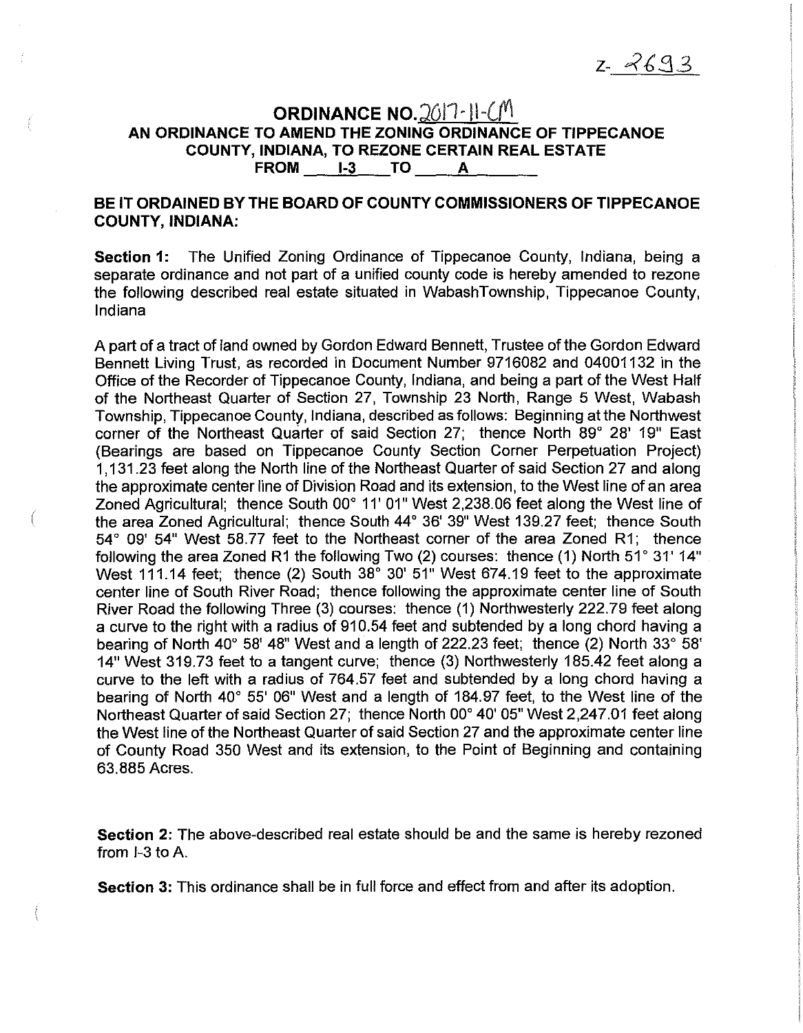Z-2693

# ORDINANCE NO. 2017-11-CM

## AN ORDINANCE TO AMEND THE ZONING ORDINANCE OF TIPPECANOE COUNTY, INDIANA, TO REZONE CERTAIN REAL ESTATE FROM I-3 TO A

**BE IT ORDAINED BY THE BOARD OF COUNTY COMMISSIONERS OF TIPPECANOE COUNTY, INDIANA:**

**Section 1:** The Unified Zoning Ordinance of Tippecanoe County, Indiana, being a separate ordinance and not part of a unified county code is hereby amended to rezone the following described real estate situated in WabashTownship, Tippecanoe County, Indiana

A part of a tract of land owned by Gordon Edward Bennett, Trustee of the Gordon Edward Bennett Living Trust, as recorded in Document Number 9716082 and 04001132 in the Office of the Recorder of Tippecanoe County, Indiana, and being a part of the West Half of the Northeast Quarter of Section 27, Township 23 North, Range 5 West, Wabash Township, Tippecanoe County, Indiana, described as follows: Beginning at the Northwest corner of the Northeast Quarter of said Section 27; thence North 89° 28' 19" East (Bearings are based on Tippecanoe County Section Corner Perpetuation Project) 1,131.23 feet along the North line of the Northeast Quarter of said Section 27 and along the approximate center line of Division Road and its extension, to the West line of an area Zoned Agricultural; thence South 00° 11' 01" West 2,238.06 feet along the West line of the area Zoned Agricultural; thence South 44° 36' 39" West 139.27 feet; thence South 54° 09' 54" West 58.77 feet to the Northeast corner of the area Zoned R1; thence following the area Zoned R1 the following Two (2) courses: thence (1) North 51° 31' 14" West 111.14 feet; thence (2) South 38° 30' 51" West 674.19 feet to the approximate center line of South River Road; thence following the approximate center line of South River Road the following Three (3) courses: thence (1) Northwesterly 222.79 feet along a curve to the right with a radius of 910.54 feet and subtended by a long chord having a bearing of North 40° 58' 48" West and a length of 222.23 feet; thence (2) North 33° 58' 14" West 319.73 feet to a tangent curve; thence (3) Northwesterly 185.42 feet along a curve to the left with a radius of 764.57 feet and subtended by a long chord having a bearing of North 40° 55' 06" West and a length of 184.97 feet, to the West line of the Northeast Quarter of said Section 27; thence North 00° 40' 05" West 2,247.01 feet along the West line of the Northeast Quarter of said Section 27 and the approximate center line of County Road 350 West and its extension, to the Point of Beginning and containing 63.885 Acres.

**Section 2:** The above-described real estate should be and the same is hereby rezoned from I-3 to A.

**Section 3:** This ordinance shall be in full force and effect from and after its adoption.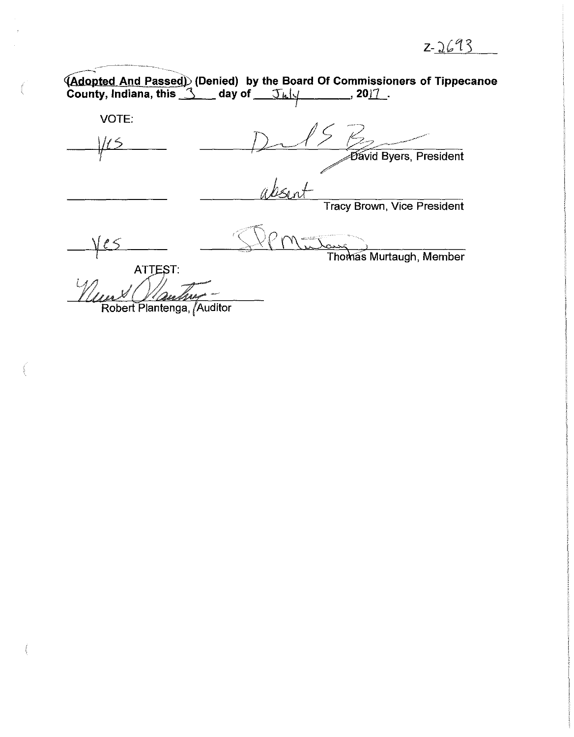Z-2693

**(Adopted And Passed)** **(Denied) by the Board Of Commissioners of Tippecanoe County, Indiana, this** 3 **day of** July**, 20**17**.**

VOTE:

| | |
|---|---|
| Yes | David Byers, President |
| | absent<br>Tracy Brown, Vice President |
| Yes | Thomas Murtaugh, Member |

ATTEST:

Robert Plantenga, Auditor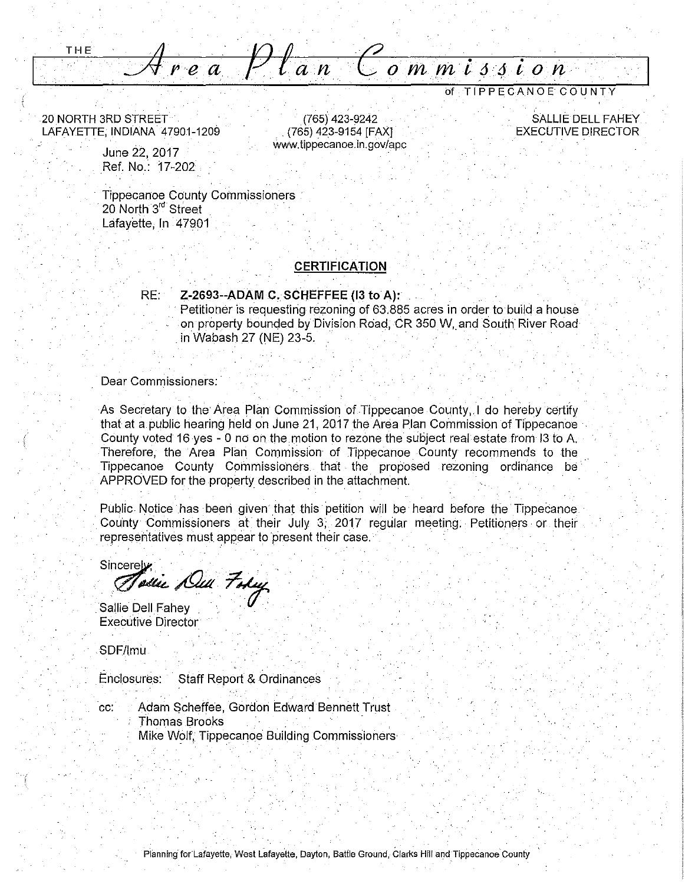THE

# Area Plan Commission

of TIPPECANOE COUNTY

20 NORTH 3RD STREET
LAFAYETTE, INDIANA 47901-1209

(765) 423-9242
(765) 423-9154 [FAX]
www.tippecanoe.in.gov/apc

SALLIE DELL FAHEY
EXECUTIVE DIRECTOR

June 22, 2017
Ref. No.: 17-202

Tippecanoe County Commissioners
20 North 3rd Street
Lafayette, In 47901

## CERTIFICATION

RE: **Z-2693--ADAM C. SCHEFFEE (I3 to A):**
Petitioner is requesting rezoning of 63.885 acres in order to build a house on property bounded by Division Road, CR 350 W, and South River Road in Wabash 27 (NE) 23-5.

Dear Commissioners:

As Secretary to the Area Plan Commission of Tippecanoe County, I do hereby certify that at a public hearing held on June 21, 2017 the Area Plan Commission of Tippecanoe County voted 16 yes - 0 no on the motion to rezone the subject real estate from I3 to A. Therefore, the Area Plan Commission of Tippecanoe County recommends to the Tippecanoe County Commissioners that the proposed rezoning ordinance be APPROVED for the property described in the attachment.

Public Notice has been given that this petition will be heard before the Tippecanoe County Commissioners at their July 3, 2017 regular meeting. Petitioners or their representatives must appear to present their case.

Sincerely,

Sallie Dell Fahey
Executive Director

SDF/lmu

Enclosures: Staff Report & Ordinances

cc: Adam Scheffee, Gordon Edward Bennett Trust
Thomas Brooks
Mike Wolf, Tippecanoe Building Commissioners

Planning for Lafayette, West Lafayette, Dayton, Battle Ground, Clarks Hill and Tippecanoe County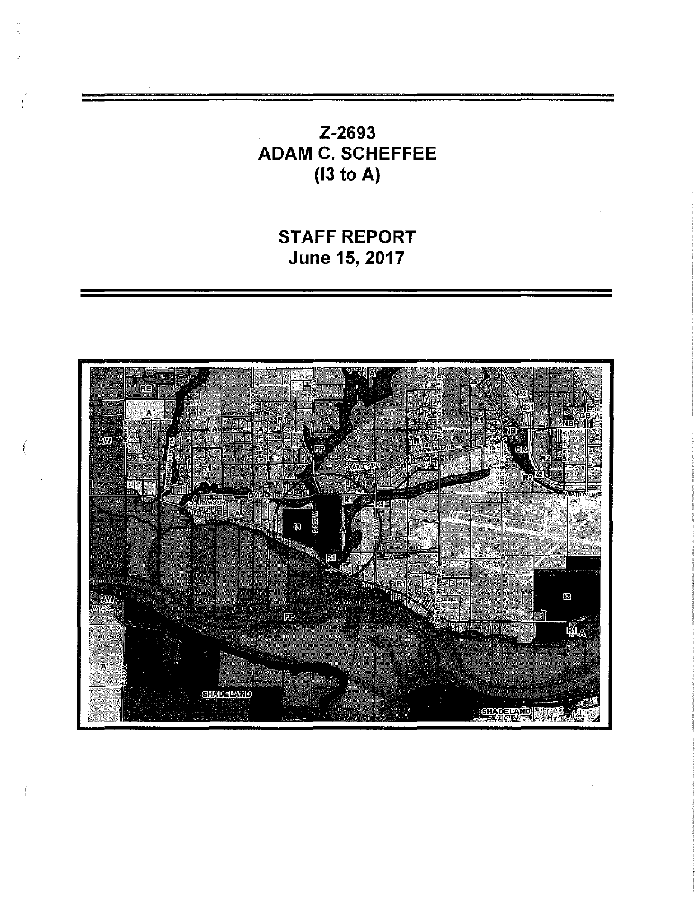# Z-2693
# ADAM C. SCHEFFEE
# (I3 to A)

## STAFF REPORT
## June 15, 2017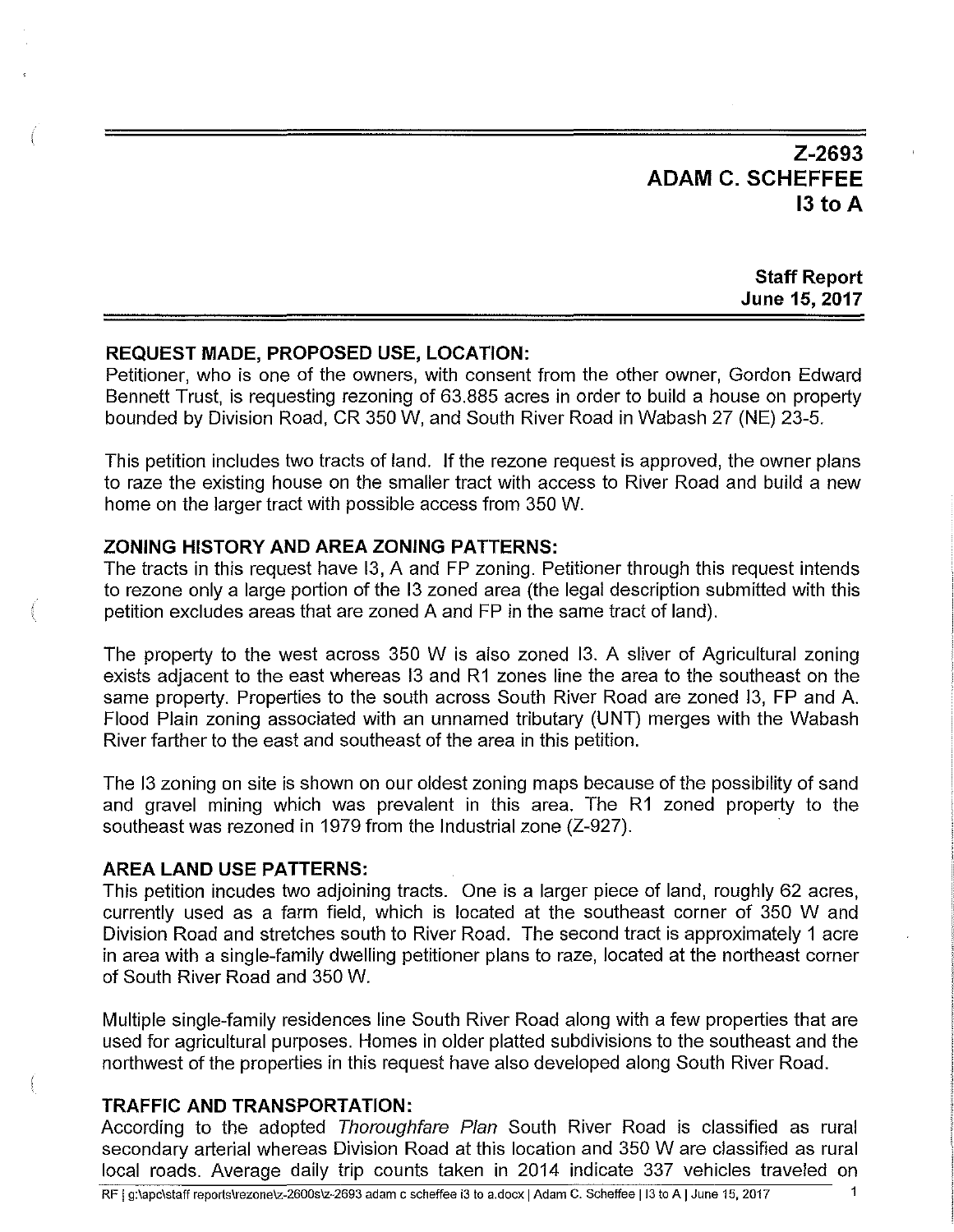# Z-2693
# ADAM C. SCHEFFEE
# I3 to A

**Staff Report**
**June 15, 2017**

**REQUEST MADE, PROPOSED USE, LOCATION:**

Petitioner, who is one of the owners, with consent from the other owner, Gordon Edward Bennett Trust, is requesting rezoning of 63.885 acres in order to build a house on property bounded by Division Road, CR 350 W, and South River Road in Wabash 27 (NE) 23-5.

This petition includes two tracts of land. If the rezone request is approved, the owner plans to raze the existing house on the smaller tract with access to River Road and build a new home on the larger tract with possible access from 350 W.

**ZONING HISTORY AND AREA ZONING PATTERNS:**

The tracts in this request have I3, A and FP zoning. Petitioner through this request intends to rezone only a large portion of the I3 zoned area (the legal description submitted with this petition excludes areas that are zoned A and FP in the same tract of land).

The property to the west across 350 W is also zoned I3. A sliver of Agricultural zoning exists adjacent to the east whereas I3 and R1 zones line the area to the southeast on the same property. Properties to the south across South River Road are zoned I3, FP and A. Flood Plain zoning associated with an unnamed tributary (UNT) merges with the Wabash River farther to the east and southeast of the area in this petition.

The I3 zoning on site is shown on our oldest zoning maps because of the possibility of sand and gravel mining which was prevalent in this area. The R1 zoned property to the southeast was rezoned in 1979 from the Industrial zone (Z-927).

**AREA LAND USE PATTERNS:**

This petition incudes two adjoining tracts. One is a larger piece of land, roughly 62 acres, currently used as a farm field, which is located at the southeast corner of 350 W and Division Road and stretches south to River Road. The second tract is approximately 1 acre in area with a single-family dwelling petitioner plans to raze, located at the northeast corner of South River Road and 350 W.

Multiple single-family residences line South River Road along with a few properties that are used for agricultural purposes. Homes in older platted subdivisions to the southeast and the northwest of the properties in this request have also developed along South River Road.

**TRAFFIC AND TRANSPORTATION:**

According to the adopted *Thoroughfare Plan* South River Road is classified as rural secondary arterial whereas Division Road at this location and 350 W are classified as rural local roads. Average daily trip counts taken in 2014 indicate 337 vehicles traveled on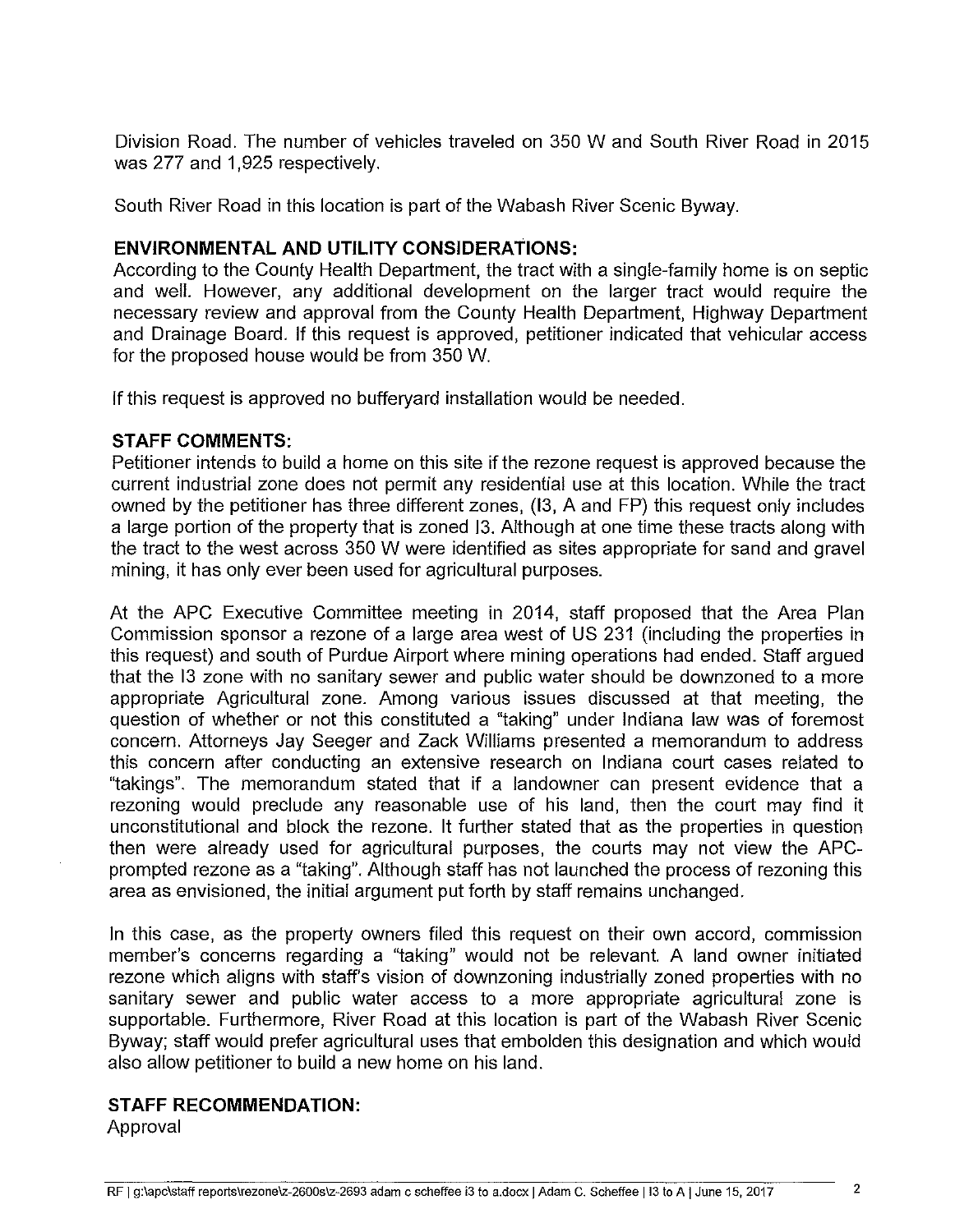Division Road. The number of vehicles traveled on 350 W and South River Road in 2015 was 277 and 1,925 respectively.

South River Road in this location is part of the Wabash River Scenic Byway.

## ENVIRONMENTAL AND UTILITY CONSIDERATIONS:

According to the County Health Department, the tract with a single-family home is on septic and well. However, any additional development on the larger tract would require the necessary review and approval from the County Health Department, Highway Department and Drainage Board. If this request is approved, petitioner indicated that vehicular access for the proposed house would be from 350 W.

If this request is approved no bufferyard installation would be needed.

## STAFF COMMENTS:

Petitioner intends to build a home on this site if the rezone request is approved because the current industrial zone does not permit any residential use at this location. While the tract owned by the petitioner has three different zones, (I3, A and FP) this request only includes a large portion of the property that is zoned I3. Although at one time these tracts along with the tract to the west across 350 W were identified as sites appropriate for sand and gravel mining, it has only ever been used for agricultural purposes.

At the APC Executive Committee meeting in 2014, staff proposed that the Area Plan Commission sponsor a rezone of a large area west of US 231 (including the properties in this request) and south of Purdue Airport where mining operations had ended. Staff argued that the I3 zone with no sanitary sewer and public water should be downzoned to a more appropriate Agricultural zone. Among various issues discussed at that meeting, the question of whether or not this constituted a "taking" under Indiana law was of foremost concern. Attorneys Jay Seeger and Zack Williams presented a memorandum to address this concern after conducting an extensive research on Indiana court cases related to "takings". The memorandum stated that if a landowner can present evidence that a rezoning would preclude any reasonable use of his land, then the court may find it unconstitutional and block the rezone. It further stated that as the properties in question then were already used for agricultural purposes, the courts may not view the APC-prompted rezone as a "taking". Although staff has not launched the process of rezoning this area as envisioned, the initial argument put forth by staff remains unchanged.

In this case, as the property owners filed this request on their own accord, commission member's concerns regarding a "taking" would not be relevant. A land owner initiated rezone which aligns with staff's vision of downzoning industrially zoned properties with no sanitary sewer and public water access to a more appropriate agricultural zone is supportable. Furthermore, River Road at this location is part of the Wabash River Scenic Byway; staff would prefer agricultural uses that embolden this designation and which would also allow petitioner to build a new home on his land.

## STAFF RECOMMENDATION:

Approval